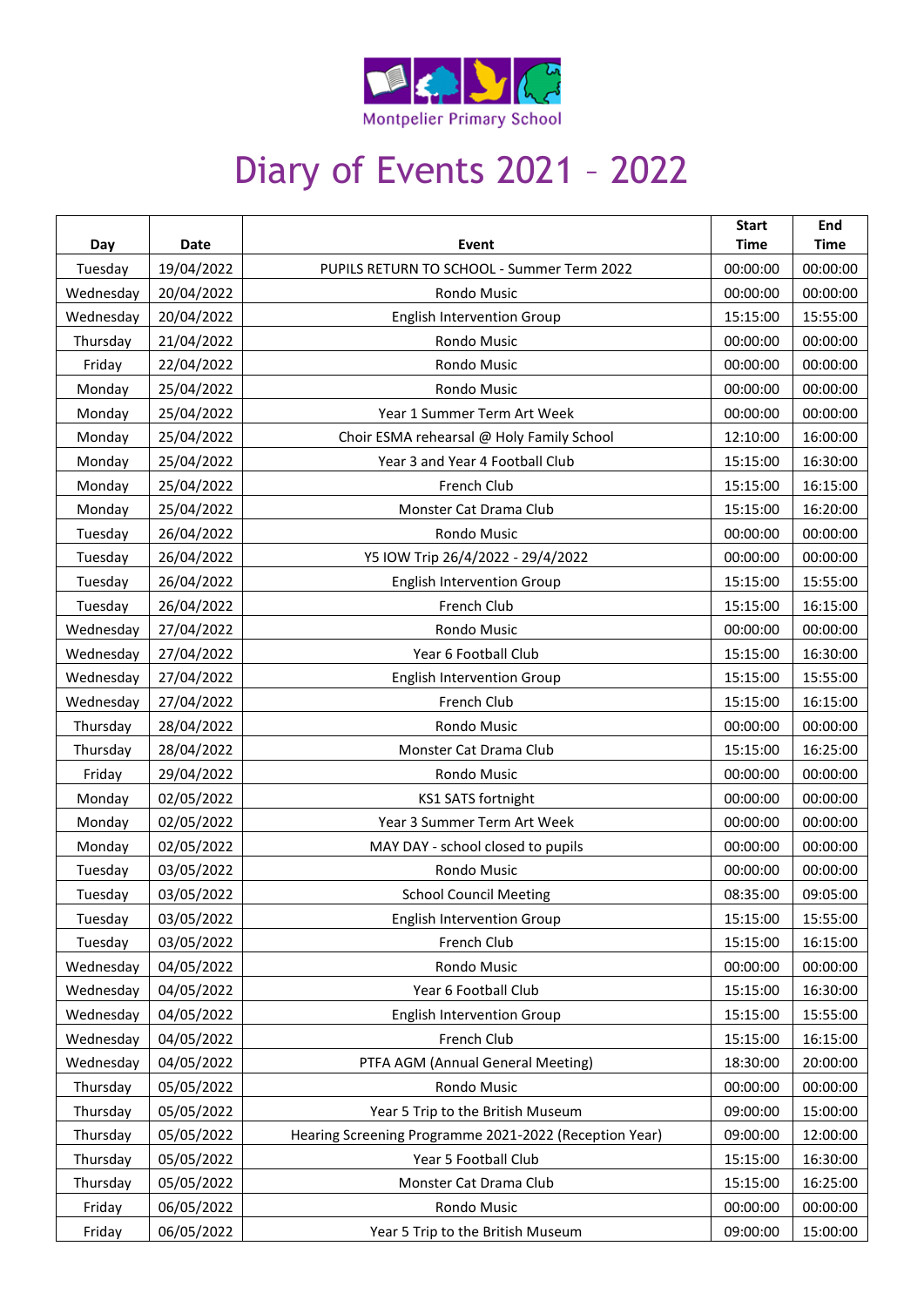Montpelier Primary School

# Diary of Events 2021 – 2022

| Day | Date | Event | Start Time | End Time |
|---|---|---|---|---|
| Tuesday | 19/04/2022 | PUPILS RETURN TO SCHOOL - Summer Term 2022 | 00:00:00 | 00:00:00 |
| Wednesday | 20/04/2022 | Rondo Music | 00:00:00 | 00:00:00 |
| Wednesday | 20/04/2022 | English Intervention Group | 15:15:00 | 15:55:00 |
| Thursday | 21/04/2022 | Rondo Music | 00:00:00 | 00:00:00 |
| Friday | 22/04/2022 | Rondo Music | 00:00:00 | 00:00:00 |
| Monday | 25/04/2022 | Rondo Music | 00:00:00 | 00:00:00 |
| Monday | 25/04/2022 | Year 1 Summer Term Art Week | 00:00:00 | 00:00:00 |
| Monday | 25/04/2022 | Choir ESMA rehearsal @ Holy Family School | 12:10:00 | 16:00:00 |
| Monday | 25/04/2022 | Year 3 and Year 4 Football Club | 15:15:00 | 16:30:00 |
| Monday | 25/04/2022 | French Club | 15:15:00 | 16:15:00 |
| Monday | 25/04/2022 | Monster Cat Drama Club | 15:15:00 | 16:20:00 |
| Tuesday | 26/04/2022 | Rondo Music | 00:00:00 | 00:00:00 |
| Tuesday | 26/04/2022 | Y5 IOW Trip 26/4/2022 - 29/4/2022 | 00:00:00 | 00:00:00 |
| Tuesday | 26/04/2022 | English Intervention Group | 15:15:00 | 15:55:00 |
| Tuesday | 26/04/2022 | French Club | 15:15:00 | 16:15:00 |
| Wednesday | 27/04/2022 | Rondo Music | 00:00:00 | 00:00:00 |
| Wednesday | 27/04/2022 | Year 6 Football Club | 15:15:00 | 16:30:00 |
| Wednesday | 27/04/2022 | English Intervention Group | 15:15:00 | 15:55:00 |
| Wednesday | 27/04/2022 | French Club | 15:15:00 | 16:15:00 |
| Thursday | 28/04/2022 | Rondo Music | 00:00:00 | 00:00:00 |
| Thursday | 28/04/2022 | Monster Cat Drama Club | 15:15:00 | 16:25:00 |
| Friday | 29/04/2022 | Rondo Music | 00:00:00 | 00:00:00 |
| Monday | 02/05/2022 | KS1 SATS fortnight | 00:00:00 | 00:00:00 |
| Monday | 02/05/2022 | Year 3 Summer Term Art Week | 00:00:00 | 00:00:00 |
| Monday | 02/05/2022 | MAY DAY - school closed to pupils | 00:00:00 | 00:00:00 |
| Tuesday | 03/05/2022 | Rondo Music | 00:00:00 | 00:00:00 |
| Tuesday | 03/05/2022 | School Council Meeting | 08:35:00 | 09:05:00 |
| Tuesday | 03/05/2022 | English Intervention Group | 15:15:00 | 15:55:00 |
| Tuesday | 03/05/2022 | French Club | 15:15:00 | 16:15:00 |
| Wednesday | 04/05/2022 | Rondo Music | 00:00:00 | 00:00:00 |
| Wednesday | 04/05/2022 | Year 6 Football Club | 15:15:00 | 16:30:00 |
| Wednesday | 04/05/2022 | English Intervention Group | 15:15:00 | 15:55:00 |
| Wednesday | 04/05/2022 | French Club | 15:15:00 | 16:15:00 |
| Wednesday | 04/05/2022 | PTFA AGM (Annual General Meeting) | 18:30:00 | 20:00:00 |
| Thursday | 05/05/2022 | Rondo Music | 00:00:00 | 00:00:00 |
| Thursday | 05/05/2022 | Year 5 Trip to the British Museum | 09:00:00 | 15:00:00 |
| Thursday | 05/05/2022 | Hearing Screening Programme 2021-2022 (Reception Year) | 09:00:00 | 12:00:00 |
| Thursday | 05/05/2022 | Year 5 Football Club | 15:15:00 | 16:30:00 |
| Thursday | 05/05/2022 | Monster Cat Drama Club | 15:15:00 | 16:25:00 |
| Friday | 06/05/2022 | Rondo Music | 00:00:00 | 00:00:00 |
| Friday | 06/05/2022 | Year 5 Trip to the British Museum | 09:00:00 | 15:00:00 |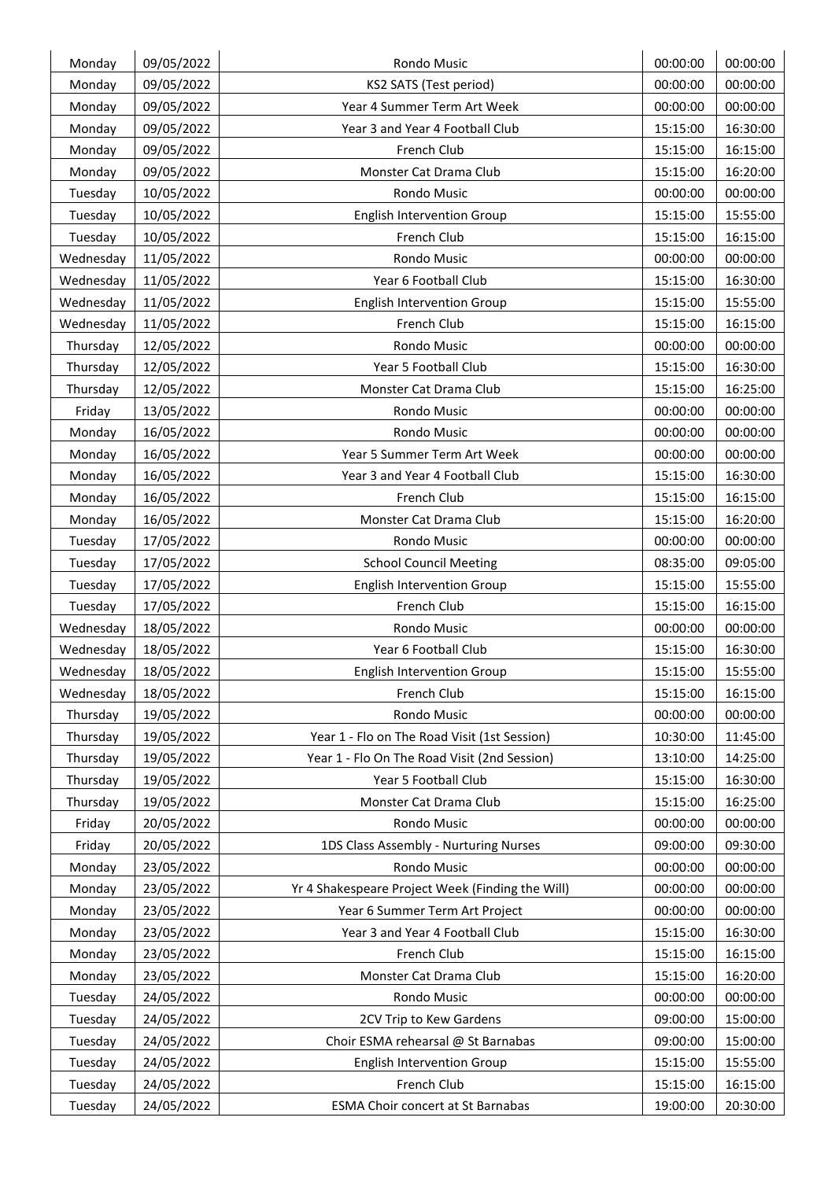| | | | | |
|---|---|---|---|---|
| Monday | 09/05/2022 | Rondo Music | 00:00:00 | 00:00:00 |
| Monday | 09/05/2022 | KS2 SATS (Test period) | 00:00:00 | 00:00:00 |
| Monday | 09/05/2022 | Year 4 Summer Term Art Week | 00:00:00 | 00:00:00 |
| Monday | 09/05/2022 | Year 3 and Year 4 Football Club | 15:15:00 | 16:30:00 |
| Monday | 09/05/2022 | French Club | 15:15:00 | 16:15:00 |
| Monday | 09/05/2022 | Monster Cat Drama Club | 15:15:00 | 16:20:00 |
| Tuesday | 10/05/2022 | Rondo Music | 00:00:00 | 00:00:00 |
| Tuesday | 10/05/2022 | English Intervention Group | 15:15:00 | 15:55:00 |
| Tuesday | 10/05/2022 | French Club | 15:15:00 | 16:15:00 |
| Wednesday | 11/05/2022 | Rondo Music | 00:00:00 | 00:00:00 |
| Wednesday | 11/05/2022 | Year 6 Football Club | 15:15:00 | 16:30:00 |
| Wednesday | 11/05/2022 | English Intervention Group | 15:15:00 | 15:55:00 |
| Wednesday | 11/05/2022 | French Club | 15:15:00 | 16:15:00 |
| Thursday | 12/05/2022 | Rondo Music | 00:00:00 | 00:00:00 |
| Thursday | 12/05/2022 | Year 5 Football Club | 15:15:00 | 16:30:00 |
| Thursday | 12/05/2022 | Monster Cat Drama Club | 15:15:00 | 16:25:00 |
| Friday | 13/05/2022 | Rondo Music | 00:00:00 | 00:00:00 |
| Monday | 16/05/2022 | Rondo Music | 00:00:00 | 00:00:00 |
| Monday | 16/05/2022 | Year 5 Summer Term Art Week | 00:00:00 | 00:00:00 |
| Monday | 16/05/2022 | Year 3 and Year 4 Football Club | 15:15:00 | 16:30:00 |
| Monday | 16/05/2022 | French Club | 15:15:00 | 16:15:00 |
| Monday | 16/05/2022 | Monster Cat Drama Club | 15:15:00 | 16:20:00 |
| Tuesday | 17/05/2022 | Rondo Music | 00:00:00 | 00:00:00 |
| Tuesday | 17/05/2022 | School Council Meeting | 08:35:00 | 09:05:00 |
| Tuesday | 17/05/2022 | English Intervention Group | 15:15:00 | 15:55:00 |
| Tuesday | 17/05/2022 | French Club | 15:15:00 | 16:15:00 |
| Wednesday | 18/05/2022 | Rondo Music | 00:00:00 | 00:00:00 |
| Wednesday | 18/05/2022 | Year 6 Football Club | 15:15:00 | 16:30:00 |
| Wednesday | 18/05/2022 | English Intervention Group | 15:15:00 | 15:55:00 |
| Wednesday | 18/05/2022 | French Club | 15:15:00 | 16:15:00 |
| Thursday | 19/05/2022 | Rondo Music | 00:00:00 | 00:00:00 |
| Thursday | 19/05/2022 | Year 1 - Flo on The Road Visit (1st Session) | 10:30:00 | 11:45:00 |
| Thursday | 19/05/2022 | Year 1 - Flo On The Road Visit (2nd Session) | 13:10:00 | 14:25:00 |
| Thursday | 19/05/2022 | Year 5 Football Club | 15:15:00 | 16:30:00 |
| Thursday | 19/05/2022 | Monster Cat Drama Club | 15:15:00 | 16:25:00 |
| Friday | 20/05/2022 | Rondo Music | 00:00:00 | 00:00:00 |
| Friday | 20/05/2022 | 1DS Class Assembly - Nurturing Nurses | 09:00:00 | 09:30:00 |
| Monday | 23/05/2022 | Rondo Music | 00:00:00 | 00:00:00 |
| Monday | 23/05/2022 | Yr 4 Shakespeare Project Week (Finding the Will) | 00:00:00 | 00:00:00 |
| Monday | 23/05/2022 | Year 6 Summer Term Art Project | 00:00:00 | 00:00:00 |
| Monday | 23/05/2022 | Year 3 and Year 4 Football Club | 15:15:00 | 16:30:00 |
| Monday | 23/05/2022 | French Club | 15:15:00 | 16:15:00 |
| Monday | 23/05/2022 | Monster Cat Drama Club | 15:15:00 | 16:20:00 |
| Tuesday | 24/05/2022 | Rondo Music | 00:00:00 | 00:00:00 |
| Tuesday | 24/05/2022 | 2CV Trip to Kew Gardens | 09:00:00 | 15:00:00 |
| Tuesday | 24/05/2022 | Choir ESMA rehearsal @ St Barnabas | 09:00:00 | 15:00:00 |
| Tuesday | 24/05/2022 | English Intervention Group | 15:15:00 | 15:55:00 |
| Tuesday | 24/05/2022 | French Club | 15:15:00 | 16:15:00 |
| Tuesday | 24/05/2022 | ESMA Choir concert at St Barnabas | 19:00:00 | 20:30:00 |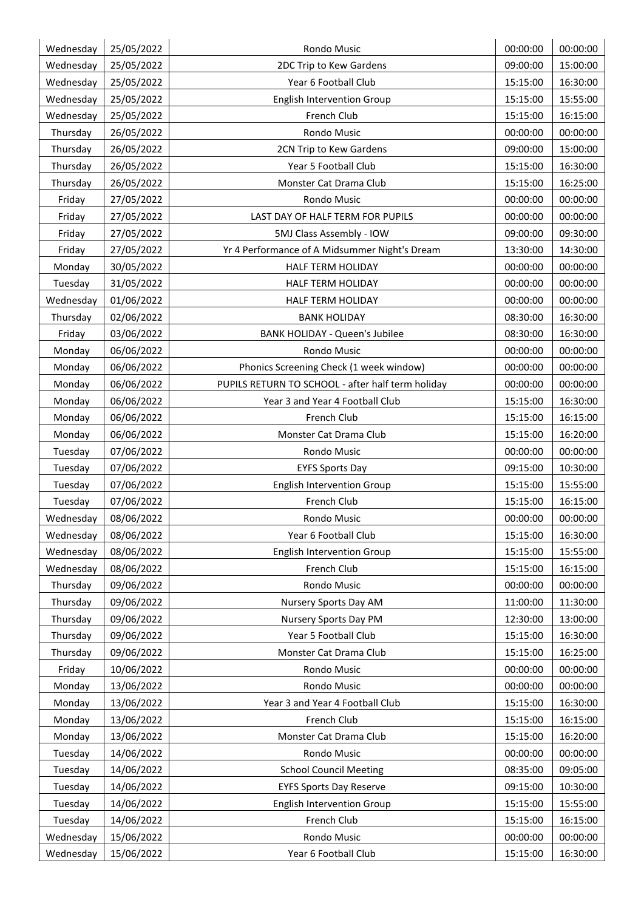| Wednesday | 25/05/2022 | Rondo Music | 00:00:00 | 00:00:00 |
| --- | --- | --- | --- | --- |
| Wednesday | 25/05/2022 | 2DC Trip to Kew Gardens | 09:00:00 | 15:00:00 |
| Wednesday | 25/05/2022 | Year 6 Football Club | 15:15:00 | 16:30:00 |
| Wednesday | 25/05/2022 | English Intervention Group | 15:15:00 | 15:55:00 |
| Wednesday | 25/05/2022 | French Club | 15:15:00 | 16:15:00 |
| Thursday | 26/05/2022 | Rondo Music | 00:00:00 | 00:00:00 |
| Thursday | 26/05/2022 | 2CN Trip to Kew Gardens | 09:00:00 | 15:00:00 |
| Thursday | 26/05/2022 | Year 5 Football Club | 15:15:00 | 16:30:00 |
| Thursday | 26/05/2022 | Monster Cat Drama Club | 15:15:00 | 16:25:00 |
| Friday | 27/05/2022 | Rondo Music | 00:00:00 | 00:00:00 |
| Friday | 27/05/2022 | LAST DAY OF HALF TERM FOR PUPILS | 00:00:00 | 00:00:00 |
| Friday | 27/05/2022 | 5MJ Class Assembly - IOW | 09:00:00 | 09:30:00 |
| Friday | 27/05/2022 | Yr 4 Performance of A Midsummer Night's Dream | 13:30:00 | 14:30:00 |
| Monday | 30/05/2022 | HALF TERM HOLIDAY | 00:00:00 | 00:00:00 |
| Tuesday | 31/05/2022 | HALF TERM HOLIDAY | 00:00:00 | 00:00:00 |
| Wednesday | 01/06/2022 | HALF TERM HOLIDAY | 00:00:00 | 00:00:00 |
| Thursday | 02/06/2022 | BANK HOLIDAY | 08:30:00 | 16:30:00 |
| Friday | 03/06/2022 | BANK HOLIDAY - Queen's Jubilee | 08:30:00 | 16:30:00 |
| Monday | 06/06/2022 | Rondo Music | 00:00:00 | 00:00:00 |
| Monday | 06/06/2022 | Phonics Screening Check (1 week window) | 00:00:00 | 00:00:00 |
| Monday | 06/06/2022 | PUPILS RETURN TO SCHOOL - after half term holiday | 00:00:00 | 00:00:00 |
| Monday | 06/06/2022 | Year 3 and Year 4 Football Club | 15:15:00 | 16:30:00 |
| Monday | 06/06/2022 | French Club | 15:15:00 | 16:15:00 |
| Monday | 06/06/2022 | Monster Cat Drama Club | 15:15:00 | 16:20:00 |
| Tuesday | 07/06/2022 | Rondo Music | 00:00:00 | 00:00:00 |
| Tuesday | 07/06/2022 | EYFS Sports Day | 09:15:00 | 10:30:00 |
| Tuesday | 07/06/2022 | English Intervention Group | 15:15:00 | 15:55:00 |
| Tuesday | 07/06/2022 | French Club | 15:15:00 | 16:15:00 |
| Wednesday | 08/06/2022 | Rondo Music | 00:00:00 | 00:00:00 |
| Wednesday | 08/06/2022 | Year 6 Football Club | 15:15:00 | 16:30:00 |
| Wednesday | 08/06/2022 | English Intervention Group | 15:15:00 | 15:55:00 |
| Wednesday | 08/06/2022 | French Club | 15:15:00 | 16:15:00 |
| Thursday | 09/06/2022 | Rondo Music | 00:00:00 | 00:00:00 |
| Thursday | 09/06/2022 | Nursery Sports Day AM | 11:00:00 | 11:30:00 |
| Thursday | 09/06/2022 | Nursery Sports Day PM | 12:30:00 | 13:00:00 |
| Thursday | 09/06/2022 | Year 5 Football Club | 15:15:00 | 16:30:00 |
| Thursday | 09/06/2022 | Monster Cat Drama Club | 15:15:00 | 16:25:00 |
| Friday | 10/06/2022 | Rondo Music | 00:00:00 | 00:00:00 |
| Monday | 13/06/2022 | Rondo Music | 00:00:00 | 00:00:00 |
| Monday | 13/06/2022 | Year 3 and Year 4 Football Club | 15:15:00 | 16:30:00 |
| Monday | 13/06/2022 | French Club | 15:15:00 | 16:15:00 |
| Monday | 13/06/2022 | Monster Cat Drama Club | 15:15:00 | 16:20:00 |
| Tuesday | 14/06/2022 | Rondo Music | 00:00:00 | 00:00:00 |
| Tuesday | 14/06/2022 | School Council Meeting | 08:35:00 | 09:05:00 |
| Tuesday | 14/06/2022 | EYFS Sports Day Reserve | 09:15:00 | 10:30:00 |
| Tuesday | 14/06/2022 | English Intervention Group | 15:15:00 | 15:55:00 |
| Tuesday | 14/06/2022 | French Club | 15:15:00 | 16:15:00 |
| Wednesday | 15/06/2022 | Rondo Music | 00:00:00 | 00:00:00 |
| Wednesday | 15/06/2022 | Year 6 Football Club | 15:15:00 | 16:30:00 |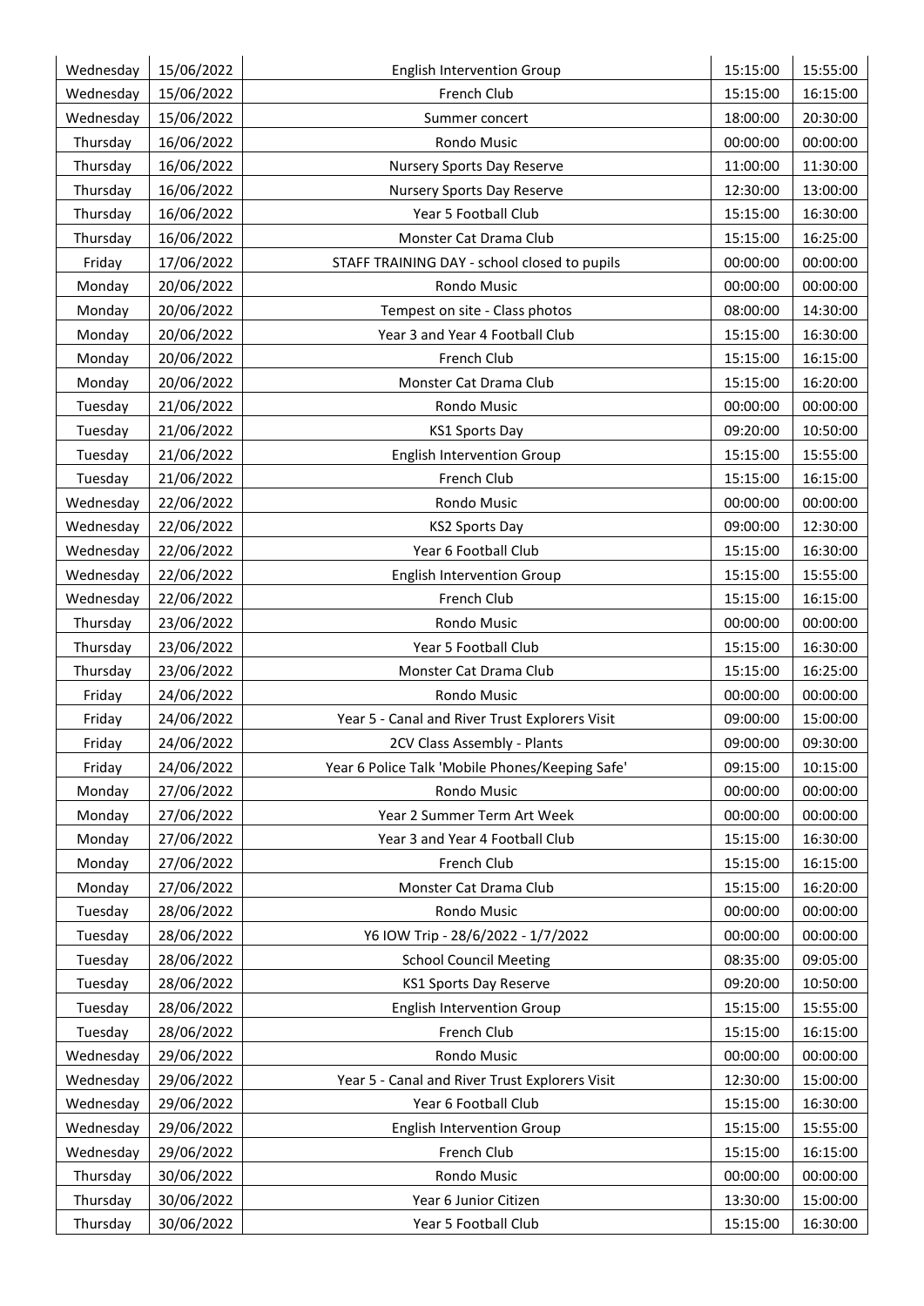| Wednesday | 15/06/2022 | English Intervention Group | 15:15:00 | 15:55:00 |
|---|---|---|---|---|
| Wednesday | 15/06/2022 | French Club | 15:15:00 | 16:15:00 |
| Wednesday | 15/06/2022 | Summer concert | 18:00:00 | 20:30:00 |
| Thursday | 16/06/2022 | Rondo Music | 00:00:00 | 00:00:00 |
| Thursday | 16/06/2022 | Nursery Sports Day Reserve | 11:00:00 | 11:30:00 |
| Thursday | 16/06/2022 | Nursery Sports Day Reserve | 12:30:00 | 13:00:00 |
| Thursday | 16/06/2022 | Year 5 Football Club | 15:15:00 | 16:30:00 |
| Thursday | 16/06/2022 | Monster Cat Drama Club | 15:15:00 | 16:25:00 |
| Friday | 17/06/2022 | STAFF TRAINING DAY - school closed to pupils | 00:00:00 | 00:00:00 |
| Monday | 20/06/2022 | Rondo Music | 00:00:00 | 00:00:00 |
| Monday | 20/06/2022 | Tempest on site - Class photos | 08:00:00 | 14:30:00 |
| Monday | 20/06/2022 | Year 3 and Year 4 Football Club | 15:15:00 | 16:30:00 |
| Monday | 20/06/2022 | French Club | 15:15:00 | 16:15:00 |
| Monday | 20/06/2022 | Monster Cat Drama Club | 15:15:00 | 16:20:00 |
| Tuesday | 21/06/2022 | Rondo Music | 00:00:00 | 00:00:00 |
| Tuesday | 21/06/2022 | KS1 Sports Day | 09:20:00 | 10:50:00 |
| Tuesday | 21/06/2022 | English Intervention Group | 15:15:00 | 15:55:00 |
| Tuesday | 21/06/2022 | French Club | 15:15:00 | 16:15:00 |
| Wednesday | 22/06/2022 | Rondo Music | 00:00:00 | 00:00:00 |
| Wednesday | 22/06/2022 | KS2 Sports Day | 09:00:00 | 12:30:00 |
| Wednesday | 22/06/2022 | Year 6 Football Club | 15:15:00 | 16:30:00 |
| Wednesday | 22/06/2022 | English Intervention Group | 15:15:00 | 15:55:00 |
| Wednesday | 22/06/2022 | French Club | 15:15:00 | 16:15:00 |
| Thursday | 23/06/2022 | Rondo Music | 00:00:00 | 00:00:00 |
| Thursday | 23/06/2022 | Year 5 Football Club | 15:15:00 | 16:30:00 |
| Thursday | 23/06/2022 | Monster Cat Drama Club | 15:15:00 | 16:25:00 |
| Friday | 24/06/2022 | Rondo Music | 00:00:00 | 00:00:00 |
| Friday | 24/06/2022 | Year 5 - Canal and River Trust Explorers Visit | 09:00:00 | 15:00:00 |
| Friday | 24/06/2022 | 2CV Class Assembly - Plants | 09:00:00 | 09:30:00 |
| Friday | 24/06/2022 | Year 6 Police Talk 'Mobile Phones/Keeping Safe' | 09:15:00 | 10:15:00 |
| Monday | 27/06/2022 | Rondo Music | 00:00:00 | 00:00:00 |
| Monday | 27/06/2022 | Year 2 Summer Term Art Week | 00:00:00 | 00:00:00 |
| Monday | 27/06/2022 | Year 3 and Year 4 Football Club | 15:15:00 | 16:30:00 |
| Monday | 27/06/2022 | French Club | 15:15:00 | 16:15:00 |
| Monday | 27/06/2022 | Monster Cat Drama Club | 15:15:00 | 16:20:00 |
| Tuesday | 28/06/2022 | Rondo Music | 00:00:00 | 00:00:00 |
| Tuesday | 28/06/2022 | Y6 IOW Trip - 28/6/2022 - 1/7/2022 | 00:00:00 | 00:00:00 |
| Tuesday | 28/06/2022 | School Council Meeting | 08:35:00 | 09:05:00 |
| Tuesday | 28/06/2022 | KS1 Sports Day Reserve | 09:20:00 | 10:50:00 |
| Tuesday | 28/06/2022 | English Intervention Group | 15:15:00 | 15:55:00 |
| Tuesday | 28/06/2022 | French Club | 15:15:00 | 16:15:00 |
| Wednesday | 29/06/2022 | Rondo Music | 00:00:00 | 00:00:00 |
| Wednesday | 29/06/2022 | Year 5 - Canal and River Trust Explorers Visit | 12:30:00 | 15:00:00 |
| Wednesday | 29/06/2022 | Year 6 Football Club | 15:15:00 | 16:30:00 |
| Wednesday | 29/06/2022 | English Intervention Group | 15:15:00 | 15:55:00 |
| Wednesday | 29/06/2022 | French Club | 15:15:00 | 16:15:00 |
| Thursday | 30/06/2022 | Rondo Music | 00:00:00 | 00:00:00 |
| Thursday | 30/06/2022 | Year 6 Junior Citizen | 13:30:00 | 15:00:00 |
| Thursday | 30/06/2022 | Year 5 Football Club | 15:15:00 | 16:30:00 |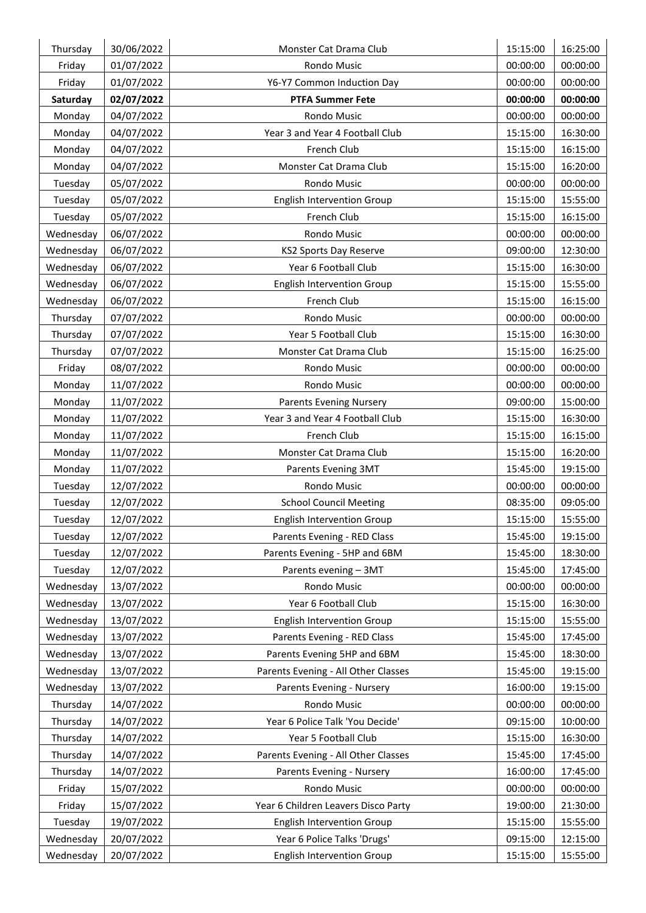| Thursday | 30/06/2022 | Monster Cat Drama Club | 15:15:00 | 16:25:00 |
|---|---|---|---|---|
| Friday | 01/07/2022 | Rondo Music | 00:00:00 | 00:00:00 |
| Friday | 01/07/2022 | Y6-Y7 Common Induction Day | 00:00:00 | 00:00:00 |
| **Saturday** | **02/07/2022** | **PTFA Summer Fete** | **00:00:00** | **00:00:00** |
| Monday | 04/07/2022 | Rondo Music | 00:00:00 | 00:00:00 |
| Monday | 04/07/2022 | Year 3 and Year 4 Football Club | 15:15:00 | 16:30:00 |
| Monday | 04/07/2022 | French Club | 15:15:00 | 16:15:00 |
| Monday | 04/07/2022 | Monster Cat Drama Club | 15:15:00 | 16:20:00 |
| Tuesday | 05/07/2022 | Rondo Music | 00:00:00 | 00:00:00 |
| Tuesday | 05/07/2022 | English Intervention Group | 15:15:00 | 15:55:00 |
| Tuesday | 05/07/2022 | French Club | 15:15:00 | 16:15:00 |
| Wednesday | 06/07/2022 | Rondo Music | 00:00:00 | 00:00:00 |
| Wednesday | 06/07/2022 | KS2 Sports Day Reserve | 09:00:00 | 12:30:00 |
| Wednesday | 06/07/2022 | Year 6 Football Club | 15:15:00 | 16:30:00 |
| Wednesday | 06/07/2022 | English Intervention Group | 15:15:00 | 15:55:00 |
| Wednesday | 06/07/2022 | French Club | 15:15:00 | 16:15:00 |
| Thursday | 07/07/2022 | Rondo Music | 00:00:00 | 00:00:00 |
| Thursday | 07/07/2022 | Year 5 Football Club | 15:15:00 | 16:30:00 |
| Thursday | 07/07/2022 | Monster Cat Drama Club | 15:15:00 | 16:25:00 |
| Friday | 08/07/2022 | Rondo Music | 00:00:00 | 00:00:00 |
| Monday | 11/07/2022 | Rondo Music | 00:00:00 | 00:00:00 |
| Monday | 11/07/2022 | Parents Evening Nursery | 09:00:00 | 15:00:00 |
| Monday | 11/07/2022 | Year 3 and Year 4 Football Club | 15:15:00 | 16:30:00 |
| Monday | 11/07/2022 | French Club | 15:15:00 | 16:15:00 |
| Monday | 11/07/2022 | Monster Cat Drama Club | 15:15:00 | 16:20:00 |
| Monday | 11/07/2022 | Parents Evening 3MT | 15:45:00 | 19:15:00 |
| Tuesday | 12/07/2022 | Rondo Music | 00:00:00 | 00:00:00 |
| Tuesday | 12/07/2022 | School Council Meeting | 08:35:00 | 09:05:00 |
| Tuesday | 12/07/2022 | English Intervention Group | 15:15:00 | 15:55:00 |
| Tuesday | 12/07/2022 | Parents Evening - RED Class | 15:45:00 | 19:15:00 |
| Tuesday | 12/07/2022 | Parents Evening - 5HP and 6BM | 15:45:00 | 18:30:00 |
| Tuesday | 12/07/2022 | Parents evening – 3MT | 15:45:00 | 17:45:00 |
| Wednesday | 13/07/2022 | Rondo Music | 00:00:00 | 00:00:00 |
| Wednesday | 13/07/2022 | Year 6 Football Club | 15:15:00 | 16:30:00 |
| Wednesday | 13/07/2022 | English Intervention Group | 15:15:00 | 15:55:00 |
| Wednesday | 13/07/2022 | Parents Evening - RED Class | 15:45:00 | 17:45:00 |
| Wednesday | 13/07/2022 | Parents Evening 5HP and 6BM | 15:45:00 | 18:30:00 |
| Wednesday | 13/07/2022 | Parents Evening - All Other Classes | 15:45:00 | 19:15:00 |
| Wednesday | 13/07/2022 | Parents Evening - Nursery | 16:00:00 | 19:15:00 |
| Thursday | 14/07/2022 | Rondo Music | 00:00:00 | 00:00:00 |
| Thursday | 14/07/2022 | Year 6 Police Talk 'You Decide' | 09:15:00 | 10:00:00 |
| Thursday | 14/07/2022 | Year 5 Football Club | 15:15:00 | 16:30:00 |
| Thursday | 14/07/2022 | Parents Evening - All Other Classes | 15:45:00 | 17:45:00 |
| Thursday | 14/07/2022 | Parents Evening - Nursery | 16:00:00 | 17:45:00 |
| Friday | 15/07/2022 | Rondo Music | 00:00:00 | 00:00:00 |
| Friday | 15/07/2022 | Year 6 Children Leavers Disco Party | 19:00:00 | 21:30:00 |
| Tuesday | 19/07/2022 | English Intervention Group | 15:15:00 | 15:55:00 |
| Wednesday | 20/07/2022 | Year 6 Police Talks 'Drugs' | 09:15:00 | 12:15:00 |
| Wednesday | 20/07/2022 | English Intervention Group | 15:15:00 | 15:55:00 |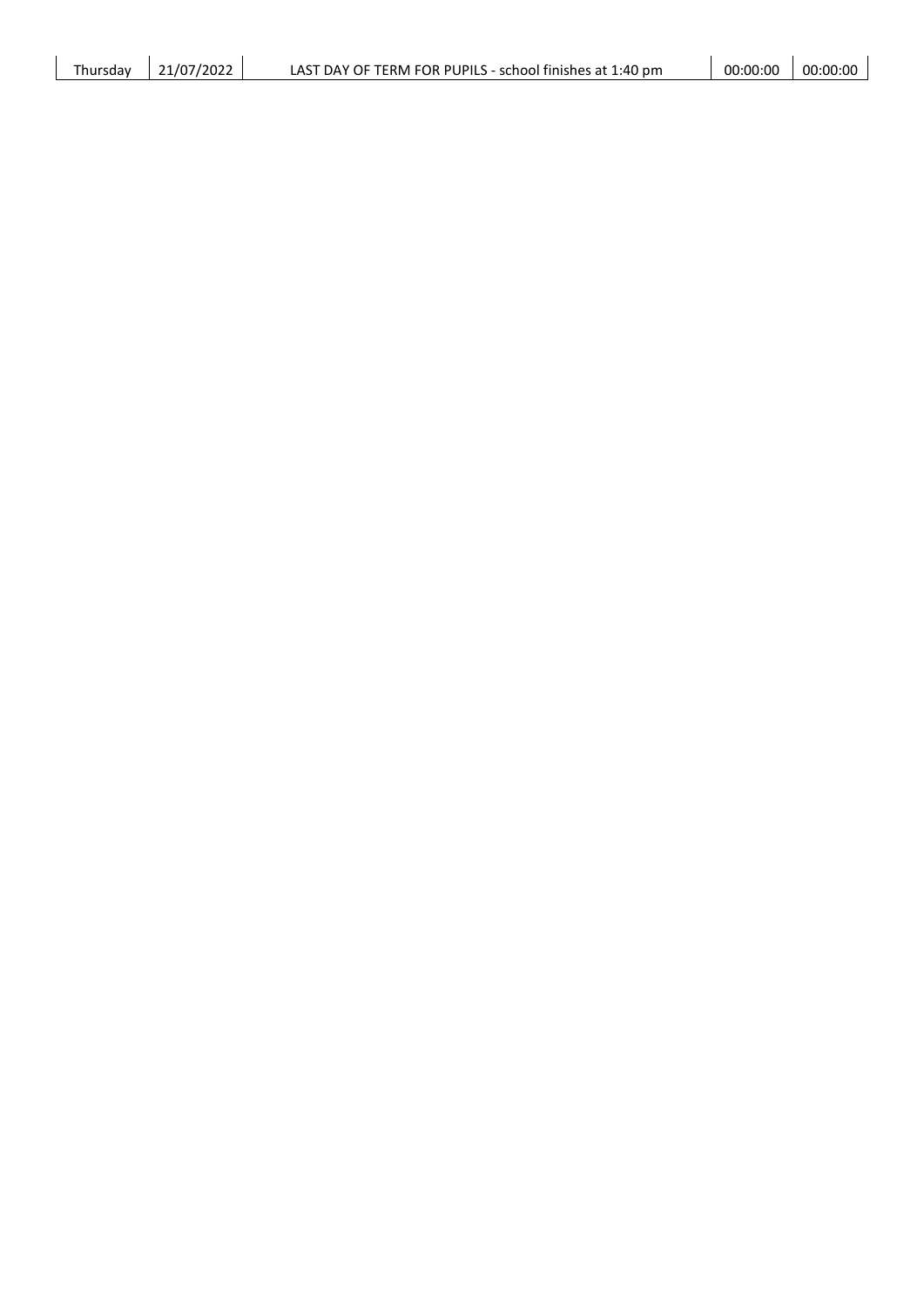| | | | | |
|---|---|---|---|---|
| Thursday | 21/07/2022 | LAST DAY OF TERM FOR PUPILS - school finishes at 1:40 pm | 00:00:00 | 00:00:00 |